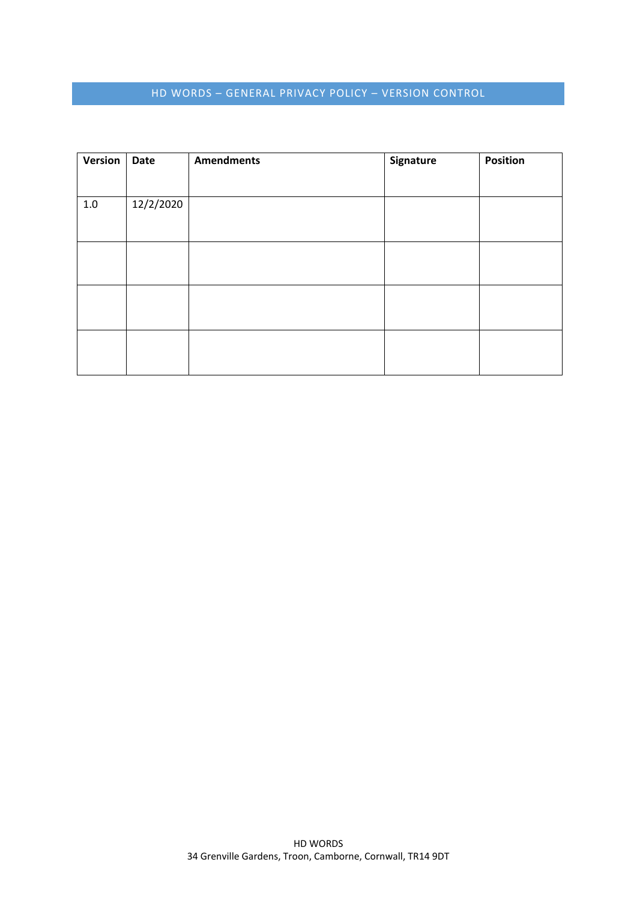## HD WORDS – GENERAL PRIVACY POLICY – VERSION CONTROL

| Version | Date | Amendments | Signature | Position |
|---|---|---|---|---|
| 1.0 | 12/2/2020 | | | |
| | | | | |
| | | | | |
| | | | | |

HD WORDS
34 Grenville Gardens, Troon, Camborne, Cornwall, TR14 9DT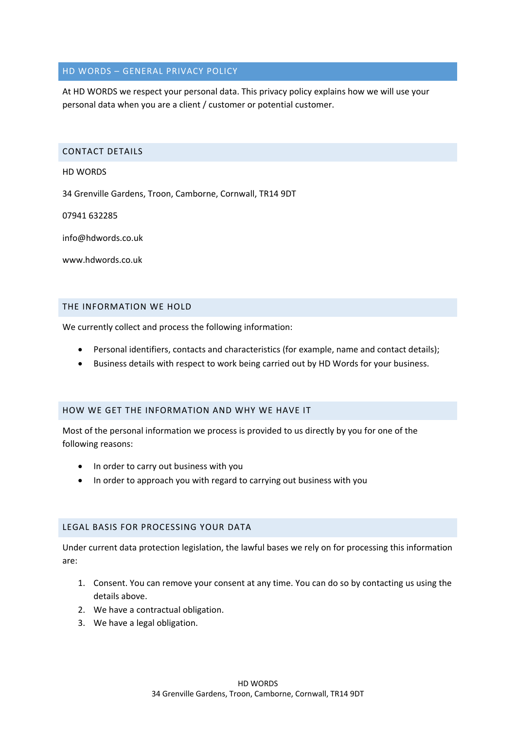## HD WORDS – GENERAL PRIVACY POLICY

At HD WORDS we respect your personal data. This privacy policy explains how we will use your personal data when you are a client / customer or potential customer.

### CONTACT DETAILS

HD WORDS

34 Grenville Gardens, Troon, Camborne, Cornwall, TR14 9DT

07941 632285

info@hdwords.co.uk

www.hdwords.co.uk

### THE INFORMATION WE HOLD

We currently collect and process the following information:

- Personal identifiers, contacts and characteristics (for example, name and contact details);
- Business details with respect to work being carried out by HD Words for your business.

### HOW WE GET THE INFORMATION AND WHY WE HAVE IT

Most of the personal information we process is provided to us directly by you for one of the following reasons:

- In order to carry out business with you
- In order to approach you with regard to carrying out business with you

### LEGAL BASIS FOR PROCESSING YOUR DATA

Under current data protection legislation, the lawful bases we rely on for processing this information are:

1. Consent. You can remove your consent at any time. You can do so by contacting us using the details above.
2. We have a contractual obligation.
3. We have a legal obligation.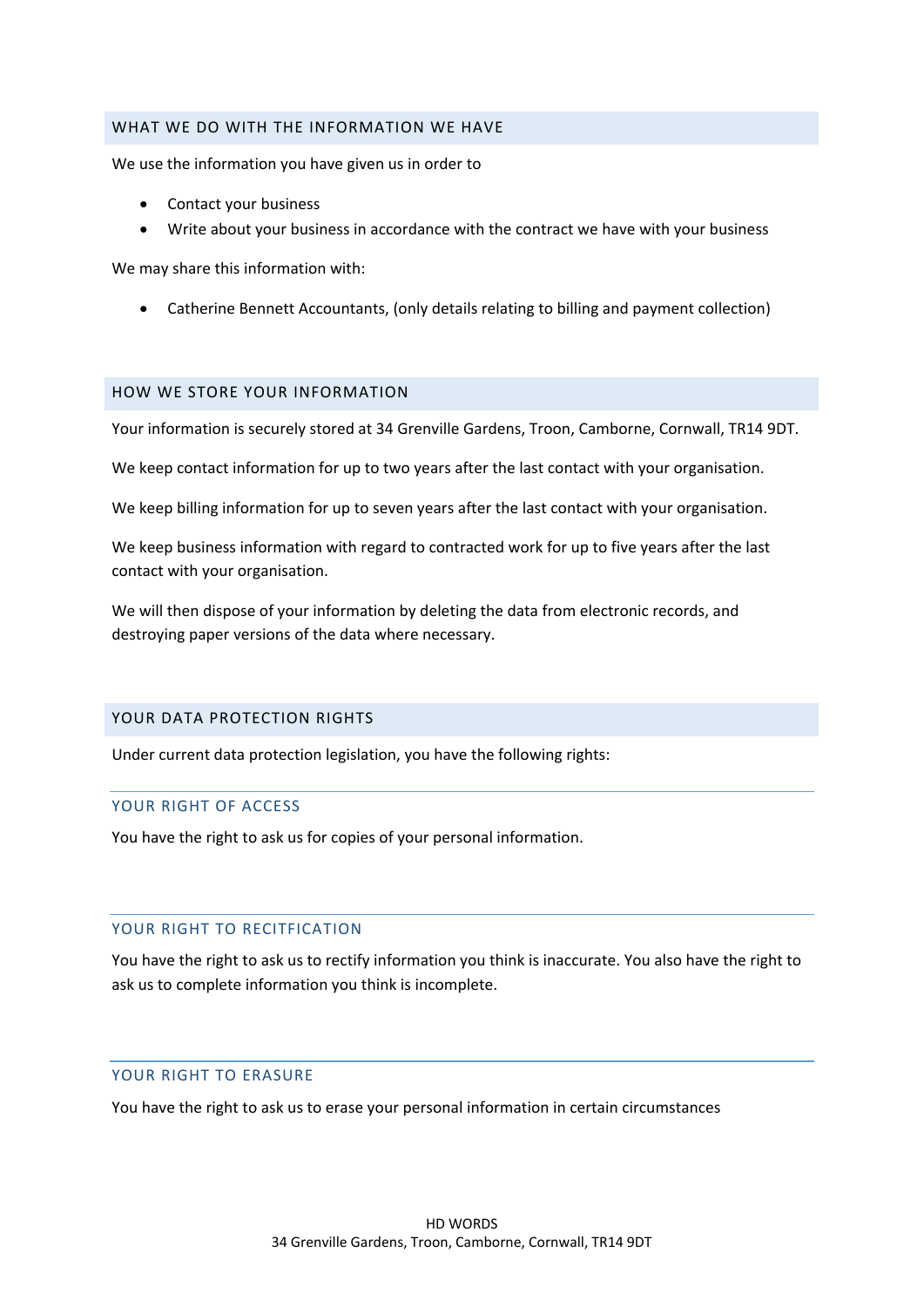## WHAT WE DO WITH THE INFORMATION WE HAVE

We use the information you have given us in order to

- Contact your business
- Write about your business in accordance with the contract we have with your business

We may share this information with:

- Catherine Bennett Accountants, (only details relating to billing and payment collection)

## HOW WE STORE YOUR INFORMATION

Your information is securely stored at 34 Grenville Gardens, Troon, Camborne, Cornwall, TR14 9DT.

We keep contact information for up to two years after the last contact with your organisation.

We keep billing information for up to seven years after the last contact with your organisation.

We keep business information with regard to contracted work for up to five years after the last contact with your organisation.

We will then dispose of your information by deleting the data from electronic records, and destroying paper versions of the data where necessary.

## YOUR DATA PROTECTION RIGHTS

Under current data protection legislation, you have the following rights:

### YOUR RIGHT OF ACCESS

You have the right to ask us for copies of your personal information.

### YOUR RIGHT TO RECITFICATION

You have the right to ask us to rectify information you think is inaccurate. You also have the right to ask us to complete information you think is incomplete.

### YOUR RIGHT TO ERASURE

You have the right to ask us to erase your personal information in certain circumstances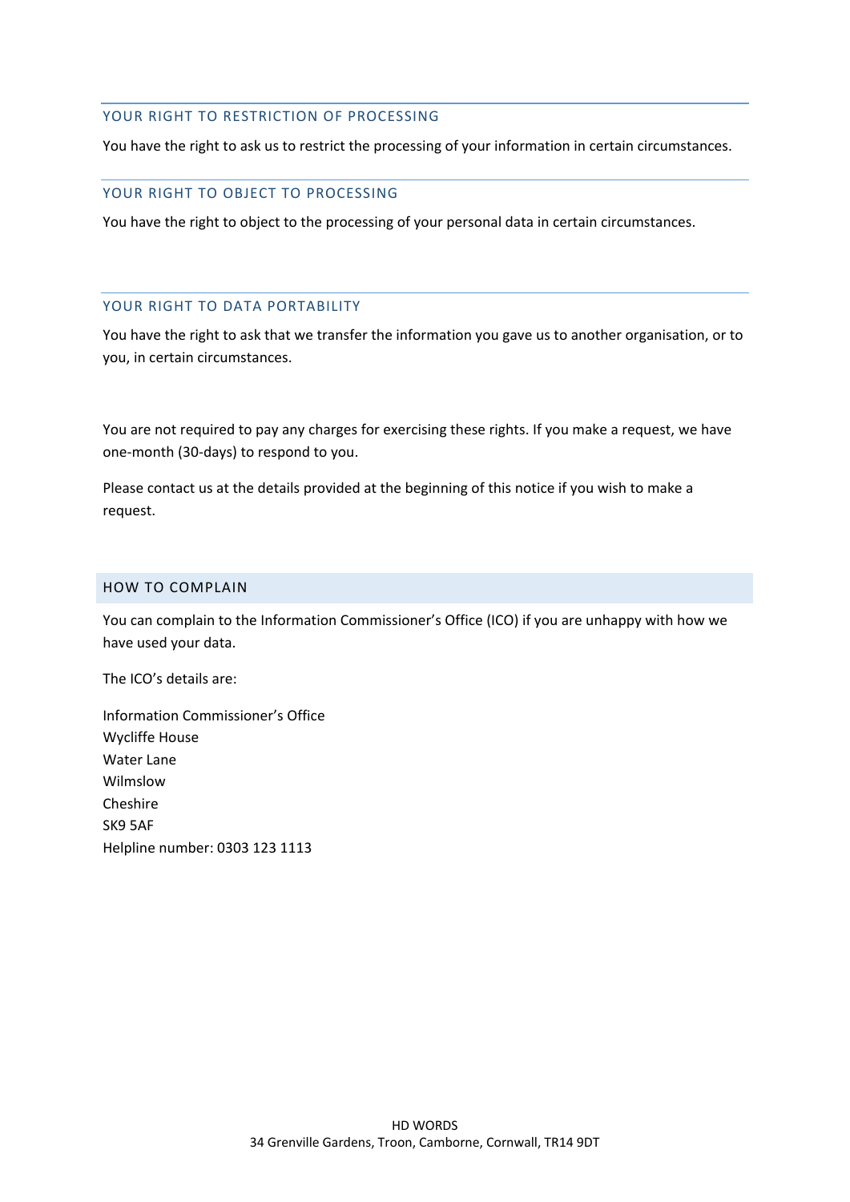### YOUR RIGHT TO RESTRICTION OF PROCESSING

You have the right to ask us to restrict the processing of your information in certain circumstances.

### YOUR RIGHT TO OBJECT TO PROCESSING

You have the right to object to the processing of your personal data in certain circumstances.

### YOUR RIGHT TO DATA PORTABILITY

You have the right to ask that we transfer the information you gave us to another organisation, or to you, in certain circumstances.

You are not required to pay any charges for exercising these rights. If you make a request, we have one-month (30-days) to respond to you.

Please contact us at the details provided at the beginning of this notice if you wish to make a request.

## HOW TO COMPLAIN

You can complain to the Information Commissioner's Office (ICO) if you are unhappy with how we have used your data.

The ICO's details are:

Information Commissioner's Office
Wycliffe House
Water Lane
Wilmslow
Cheshire
SK9 5AF
Helpline number: 0303 123 1113